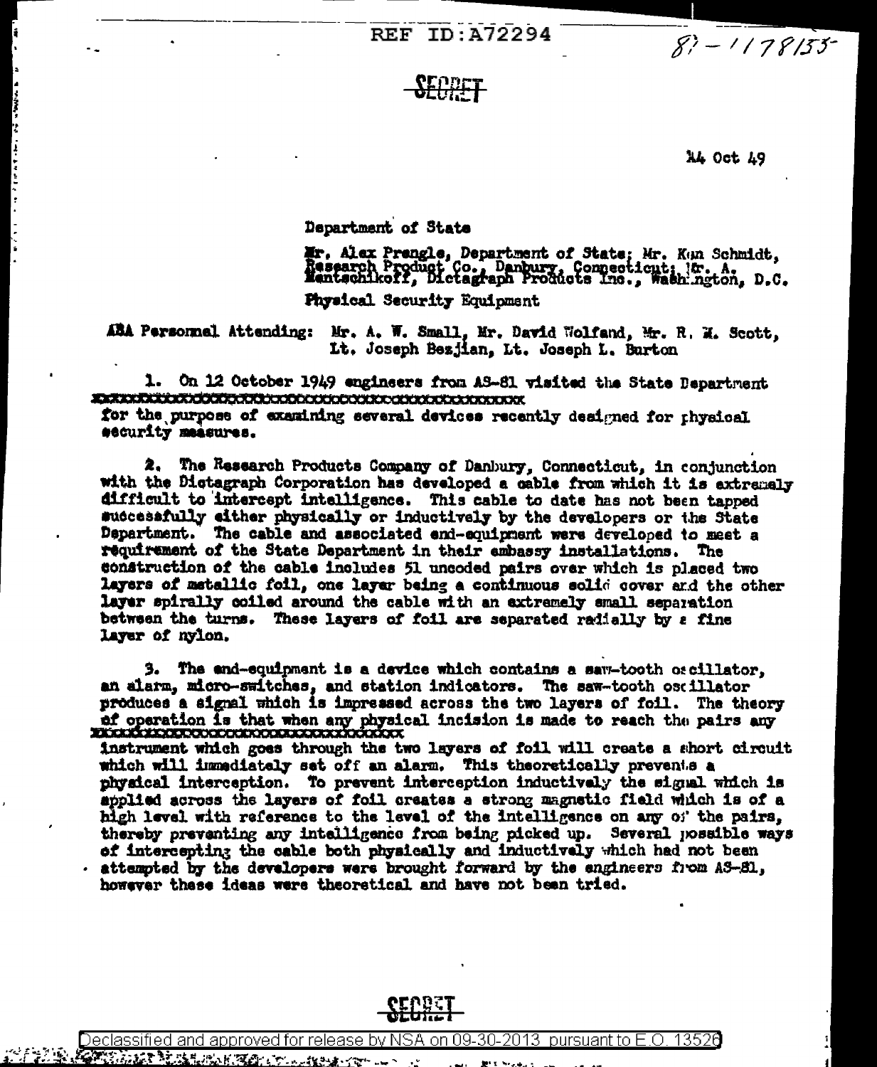REF ID:A72294

87-1178155

SECRET

14 Oct 49

Department of State

Mr. Alex Prengle, Department of State; Mr. Kan Schmidt, Research Product Co., Danbury, Connecticut; Mr. A. Mantschikoff, Dictagraph Products Inc., Washington, D.C.

Physical Security Equipment

ASA Personnel Attending: Mr. A. W. Small, Mr. David Wolfand, Mr. R. M. Scott, Lt. Joseph Bezjian, Lt. Joseph L. Burton

1. On 12 October 1949 engineers from AS-81 visited the State Department xxxxxxxxxxxxxxxxxxxxxxxxxxxxxxxxxxxxxxxxxxxxxxxxx for the purpose of examining several devices recently designed for physical security measures.

2. The Research Products Company of Danbury, Connecticut, in conjunction with the Dictagraph Corporation has developed a cable from which it is extremely difficult to intercept intelligence. This cable to date has not been tapped successfully either physically or inductively by the developers or the State Department. The cable and associated end-equipment were developed to meet a requirement of the State Department in their embassy installations. The construction of the cable includes 51 uncoded pairs over which is placed two layers of metallic foil, one layer being a continuous solid cover and the other layer spirally coiled around the cable with an extremely small separation between the turns. These layers of foil are separated radially by a fine layer of nylon.

3. The end-equipment is a device which contains a saw-tooth oscillator, an alarm, micro-switches, and station indicators. The saw-tooth oscillator produces a signal which is impressed across the two layers of foil. The theory of operation is that when any physical incision is made to reach the pairs any xxxxxxxxxxxxxxxxxxxxxxxxxxxxxxxxxx instrument which goes through the two layers of foil will create a short circuit which will immediately set off an alarm. This theoretically prevents a physical interception. To prevent interception inductively the signal which is applied across the layers of foil creates a strong magnetic field which is of a high level with reference to the level of the intelligence on any of the pairs, thereby preventing any intelligence from being picked up. Several possible ways of intercepting the cable both physically and inductively which had not been attempted by the developers were brought forward by the engineers from AS-81, however these ideas were theoretical and have not been tried.

SECRET

Declassified and approved for release by NSA on 09-30-2013 pursuant to E.O. 13526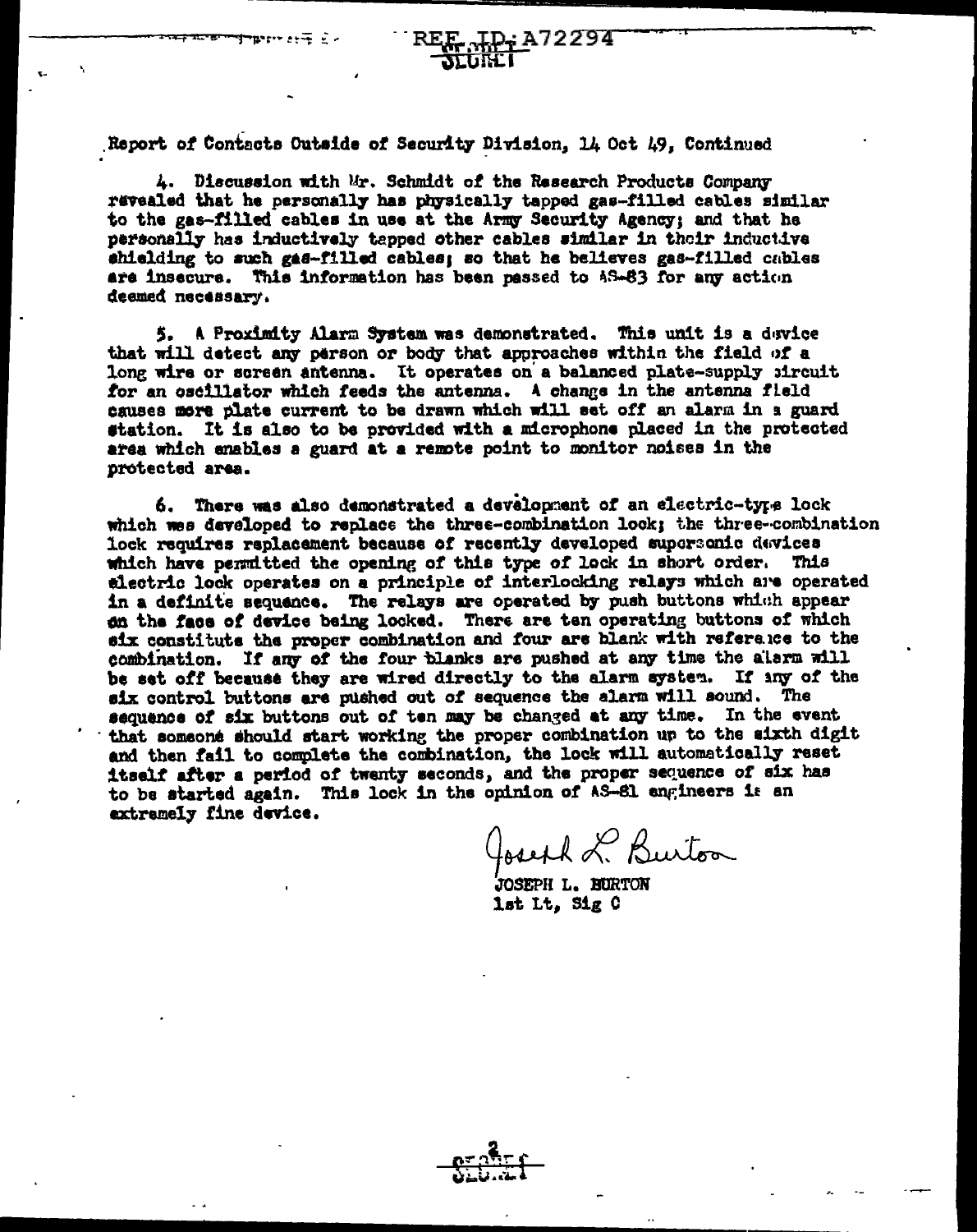REF ID:A72294

Report of Contacts Outside of Security Division, 14 Oct 49, Continued

4. Discussion with Mr. Schmidt of the Research Products Company revealed that he personally has physically tapped gas-filled cables similar to the gas-filled cables in use at the Army Security Agency; and that he personally has inductively tapped other cables similar in their inductive shielding to such gas-filled cables; so that he believes gas-filled cables are insecure. This information has been passed to AS-83 for any action deemed necessary.

5. A Proximity Alarm System was demonstrated. This unit is a device that will detect any person or body that approaches within the field of a long wire or screen antenna. It operates on a balanced plate-supply circuit for an oscillator which feeds the antenna. A change in the antenna field causes more plate current to be drawn which will set off an alarm in a guard station. It is also to be provided with a microphone placed in the protected area which enables a guard at a remote point to monitor noises in the protected area.

6. There was also demonstrated a development of an electric-type lock which was developed to replace the three-combination lock; the three-combination lock requires replacement because of recently developed supersonic devices which have permitted the opening of this type of lock in short order. This electric lock operates on a principle of interlocking relays which are operated in a definite sequence. The relays are operated by push buttons which appear on the face of device being locked. There are ten operating buttons of which six constitute the proper combination and four are blank with reference to the combination. If any of the four blanks are pushed at any time the alarm will be set off because they are wired directly to the alarm system. If any of the six control buttons are pushed out of sequence the alarm will sound. The sequence of six buttons out of ten may be changed at any time. In the event that someone should start working the proper combination up to the sixth digit and then fail to complete the combination, the lock will automatically reset itself after a period of twenty seconds, and the proper sequence of six has to be started again. This lock in the opinion of AS-81 engineers is an extremely fine device.

Joseph L. Burton

JOSEPH L. BURTON
1st Lt, Sig C